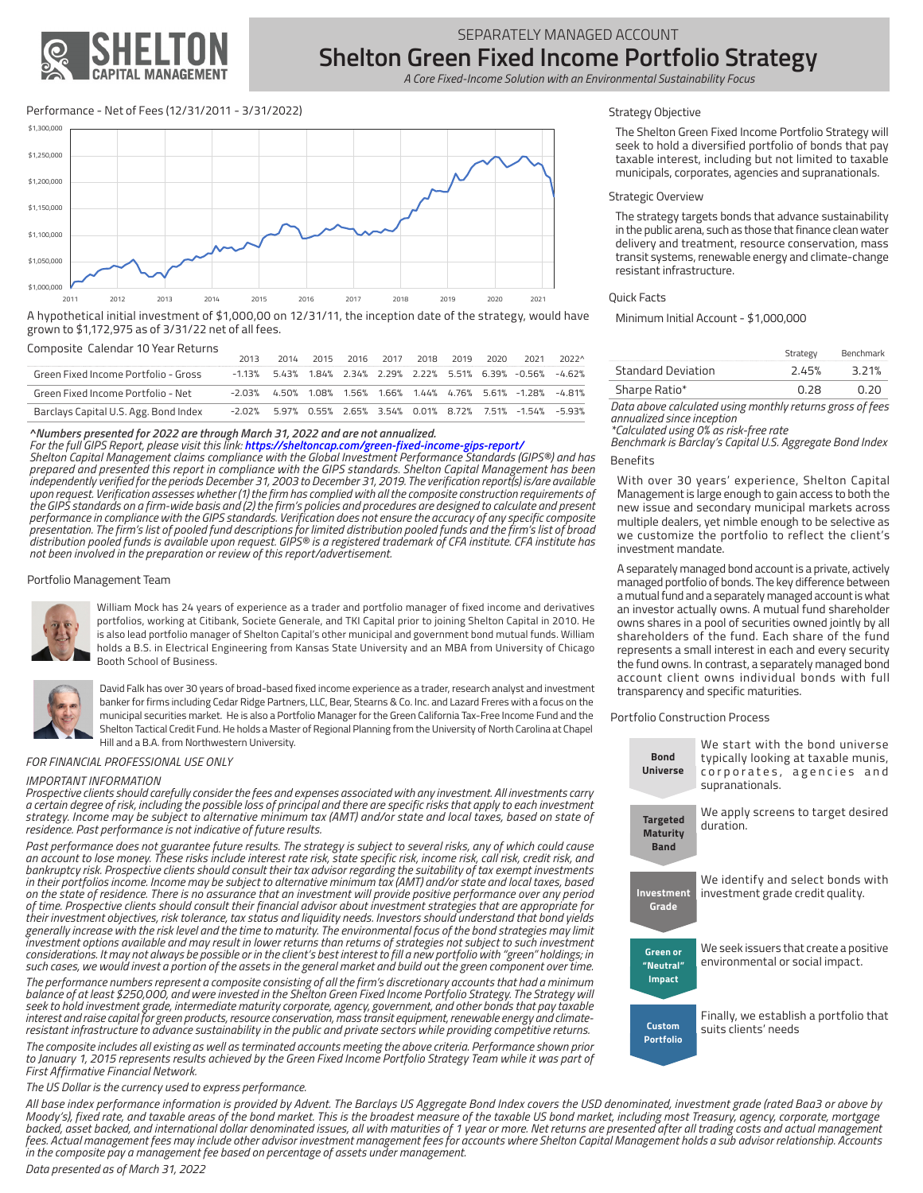SEPARATELY MANAGED ACCOUNT

# Shelton Green Fixed Income Portfolio Strategy

*A Core Fixed-Income Solution with an Environmental Sustainability Focus*

## Performance - Net of Fees (12/31/2011 - 3/31/2022)

A hypothetical initial investment of $1,000,00 on 12/31/11, the inception date of the strategy, would have grown to $1,172,975 as of 3/31/22 net of all fees.

### Composite Calendar 10 Year Returns

| | 2013 | 2014 | 2015 | 2016 | 2017 | 2018 | 2019 | 2020 | 2021 | 2022^ |
|---|---|---|---|---|---|---|---|---|---|---|
| Green Fixed Income Portfolio - Gross | -1.13% | 5.43% | 1.84% | 2.34% | 2.29% | 2.22% | 5.51% | 6.39% | -0.56% | -4.62% |
| Green Fixed Income Portfolio - Net | -2.03% | 4.50% | 1.08% | 1.56% | 1.66% | 1.44% | 4.76% | 5.61% | -1.28% | -4.81% |
| Barclays Capital U.S. Agg. Bond Index | -2.02% | 5.97% | 0.55% | 2.65% | 3.54% | 0.01% | 8.72% | 7.51% | -1.54% | -5.93% |

***^Numbers presented for 2022 are through March 31, 2022 and are not annualized.***

*For the full GIPS Report, please visit this link: **https://sheltoncap.com/green-fixed-income-gips-report/***

*Shelton Capital Management claims compliance with the Global Investment Performance Standards (GIPS®) and has prepared and presented this report in compliance with the GIPS standards. Shelton Capital Management has been independently verified for the periods December 31, 2003 to December 31, 2019. The verification report(s) is/are available upon request. Verification assesses whether (1) the firm has complied with all the composite construction requirements of the GIPS standards on a firm-wide basis and (2) the firm's policies and procedures are designed to calculate and present performance in compliance with the GIPS standards. Verification does not ensure the accuracy of any specific composite presentation. The firm's list of pooled fund descriptions for limited distribution pooled funds and the firm's list of broad distribution pooled funds is available upon request. GIPS® is a registered trademark of CFA institute. CFA institute has not been involved in the preparation or review of this report/advertisement.*

## Portfolio Management Team

William Mock has 24 years of experience as a trader and portfolio manager of fixed income and derivatives portfolios, working at Citibank, Societe Generale, and TKI Capital prior to joining Shelton Capital in 2010. He is also lead portfolio manager of Shelton Capital's other municipal and government bond mutual funds. William holds a B.S. in Electrical Engineering from Kansas State University and an MBA from University of Chicago Booth School of Business.

David Falk has over 30 years of broad-based fixed income experience as a trader, research analyst and investment banker for firms including Cedar Ridge Partners, LLC, Bear, Stearns & Co. Inc. and Lazard Freres with a focus on the municipal securities market. He is also a Portfolio Manager for the Green California Tax-Free Income Fund and the Shelton Tactical Credit Fund. He holds a Master of Regional Planning from the University of North Carolina at Chapel Hill and a B.A. from Northwestern University.

*FOR FINANCIAL PROFESSIONAL USE ONLY*

*IMPORTANT INFORMATION*

*Prospective clients should carefully consider the fees and expenses associated with any investment. All investments carry a certain degree of risk, including the possible loss of principal and there are specific risks that apply to each investment strategy. Income may be subject to alternative minimum tax (AMT) and/or state and local taxes, based on state of residence. Past performance is not indicative of future results.*

*Past performance does not guarantee future results. The strategy is subject to several risks, any of which could cause an account to lose money. These risks include interest rate risk, state specific risk, income risk, call risk, credit risk, and bankruptcy risk. Prospective clients should consult their tax advisor regarding the suitability of tax exempt investments in their portfolios income. Income may be subject to alternative minimum tax (AMT) and/or state and local taxes, based on the state of residence. There is no assurance that an investment will provide positive performance over any period of time. Prospective clients should consult their financial advisor about investment strategies that are appropriate for their investment objectives, risk tolerance, tax status and liquidity needs. Investors should understand that bond yields generally increase with the risk level and the time to maturity. The environmental focus of the bond strategies may limit investment options available and may result in lower returns than returns of strategies not subject to such investment considerations. It may not always be possible or in the client's best interest to fill a new portfolio with "green" holdings; in such cases, we would invest a portion of the assets in the general market and build out the green component over time.*

*The performance numbers represent a composite consisting of all the firm's discretionary accounts that had a minimum balance of at least $250,000, and were invested in the Shelton Green Fixed Income Portfolio Strategy. The Strategy will seek to hold investment grade, intermediate maturity corporate, agency, government, and other bonds that pay taxable interest and raise capital for green products, resource conservation, mass transit equipment, renewable energy and climate-resistant infrastructure to advance sustainability in the public and private sectors while providing competitive returns.*

*The composite includes all existing as well as terminated accounts meeting the above criteria. Performance shown prior to January 1, 2015 represents results achieved by the Green Fixed Income Portfolio Strategy Team while it was part of First Affirmative Financial Network.*

*The US Dollar is the currency used to express performance.*

## Strategy Objective

The Shelton Green Fixed Income Portfolio Strategy will seek to hold a diversified portfolio of bonds that pay taxable interest, including but not limited to taxable municipals, corporates, agencies and supranationals.

## Strategic Overview

The strategy targets bonds that advance sustainability in the public arena, such as those that finance clean water delivery and treatment, resource conservation, mass transit systems, renewable energy and climate-change resistant infrastructure.

## Quick Facts

Minimum Initial Account - $1,000,000

| | Strategy | Benchmark |
|---|---|---|
| Standard Deviation | 2.45% | 3.21% |
| Sharpe Ratio* | 0.28 | 0.20 |

*Data above calculated using monthly returns gross of fees annualized since inception*

*\*Calculated using 0% as risk-free rate*

*Benchmark is Barclay's Capital U.S. Aggregate Bond Index*

## Benefits

With over 30 years' experience, Shelton Capital Management is large enough to gain access to both the new issue and secondary municipal markets across multiple dealers, yet nimble enough to be selective as we customize the portfolio to reflect the client's investment mandate.

A separately managed bond account is a private, actively managed portfolio of bonds. The key difference between a mutual fund and a separately managed account is what an investor actually owns. A mutual fund shareholder owns shares in a pool of securities owned jointly by all shareholders of the fund. Each share of the fund represents a small interest in each and every security the fund owns. In contrast, a separately managed bond account client owns individual bonds with full transparency and specific maturities.

## Portfolio Construction Process

- **Bond Universe** — We start with the bond universe typically looking at taxable munis, corporates, agencies and supranationals.
- **Targeted Maturity Band** — We apply screens to target desired duration.
- **Investment Grade** — We identify and select bonds with investment grade credit quality.
- **Green or "Neutral" Impact** — We seek issuers that create a positive environmental or social impact.
- **Custom Portfolio** — Finally, we establish a portfolio that suits clients' needs

*All base index performance information is provided by Advent. The Barclays US Aggregate Bond Index covers the USD denominated, investment grade (rated Baa3 or above by Moody's), fixed rate, and taxable areas of the bond market. This is the broadest measure of the taxable US bond market, including most Treasury, agency, corporate, mortgage backed, asset backed, and international dollar denominated issues, all with maturities of 1 year or more. Net returns are presented after all trading costs and actual management fees. Actual management fees may include other advisor investment management fees for accounts where Shelton Capital Management holds a sub advisor relationship. Accounts in the composite pay a management fee based on percentage of assets under management.*

*Data presented as of March 31, 2022*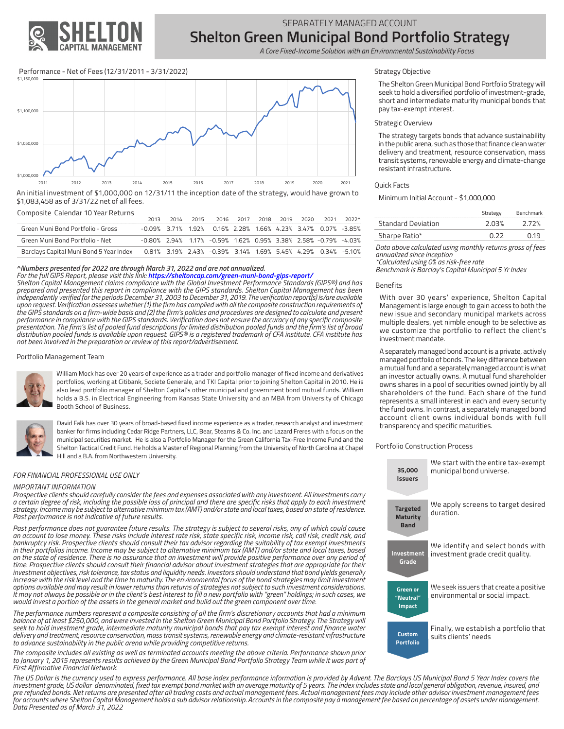SEPARATELY MANAGED ACCOUNT

# Shelton Green Municipal Bond Portfolio Strategy

*A Core Fixed-Income Solution with an Environmental Sustainability Focus*

Performance - Net of Fees (12/31/2011 - 3/31/2022)

$1,150,000
$1,100,000
$1,050,000
$1,000,000
2011 2012 2013 2014 2015 2016 2017 2018 2019 2020 2021

An initial investment of $1,000,000 on 12/31/11 the inception date of the strategy, would have grown to $1,083,458 as of 3/31/22 net of all fees.

Composite Calendar 10 Year Returns

| | 2013 | 2014 | 2015 | 2016 | 2017 | 2018 | 2019 | 2020 | 2021 | 2022^ |
|---|---|---|---|---|---|---|---|---|---|---|
| Green Muni Bond Portfolio - Gross | -0.09% | 3.71% | 1.92% | 0.16% | 2.28% | 1.66% | 4.23% | 3.47% | 0.07% | -3.85% |
| Green Muni Bond Portfolio - Net | -0.80% | 2.94% | 1.17% | -0.59% | 1.62% | 0.95% | 3.38% | 2.58% | -0.79% | -4.03% |
| Barclays Capital Muni Bond 5 Year Index | 0.81% | 3.19% | 2.43% | -0.39% | 3.14% | 1.69% | 5.45% | 4.29% | 0.34% | -5.10% |

***^Numbers presented for 2022 are through March 31, 2022 and are not annualized.***

*For the full GIPS Report, please visit this link:* ***https://sheltoncap.com/green-muni-bond-gips-report/***

*Shelton Capital Management claims compliance with the Global Investment Performance Standards (GIPS®) and has prepared and presented this report in compliance with the GIPS standards. Shelton Capital Management has been independently verified for the periods December 31, 2003 to December 31, 2019. The verification report(s) is/are available upon request. Verification assesses whether (1) the firm has complied with all the composite construction requirements of the GIPS standards on a firm-wide basis and (2) the firm's policies and procedures are designed to calculate and present performance in compliance with the GIPS standards. Verification does not ensure the accuracy of any specific composite presentation. The firm's list of pooled fund descriptions for limited distribution pooled funds and the firm's list of broad distribution pooled funds is available upon request. GIPS® is a registered trademark of CFA institute. CFA institute has not been involved in the preparation or review of this report/advertisement.*

## Portfolio Management Team

William Mock has over 20 years of experience as a trader and portfolio manager of fixed income and derivatives portfolios, working at Citibank, Societe Generale, and TKI Capital prior to joining Shelton Capital in 2010. He is also lead portfolio manager of Shelton Capital's other municipal and government bond mutual funds. William holds a B.S. in Electrical Engineering from Kansas State University and an MBA from University of Chicago Booth School of Business.

David Falk has over 30 years of broad-based fixed income experience as a trader, research analyst and investment banker for firms including Cedar Ridge Partners, LLC, Bear, Stearns & Co. Inc. and Lazard Freres with a focus on the municipal securities market. He is also a Portfolio Manager for the Green California Tax-Free Income Fund and the Shelton Tactical Credit Fund. He holds a Master of Regional Planning from the University of North Carolina at Chapel Hill and a B.A. from Northwestern University.

*FOR FINANCIAL PROFESSIONAL USE ONLY*

*IMPORTANT INFORMATION*

*Prospective clients should carefully consider the fees and expenses associated with any investment. All investments carry a certain degree of risk, including the possible loss of principal and there are specific risks that apply to each investment strategy. Income may be subject to alternative minimum tax (AMT) and/or state and local taxes, based on state of residence. Past performance is not indicative of future results.*

*Past performance does not guarantee future results. The strategy is subject to several risks, any of which could cause an account to lose money. These risks include interest rate risk, state specific risk, income risk, call risk, credit risk, and bankruptcy risk. Prospective clients should consult their tax advisor regarding the suitability of tax exempt investments in their portfolios income. Income may be subject to alternative minimum tax (AMT) and/or state and local taxes, based on the state of residence. There is no assurance that an investment will provide positive performance over any period of time. Prospective clients should consult their financial advisor about investment strategies that are appropriate for their investment objectives, risk tolerance, tax status and liquidity needs. Investors should understand that bond yields generally increase with the risk level and the time to maturity. The environmental focus of the bond strategy may limit investment options available and may result in lower returns than returns of strategies not subject to such investment considerations. It may not always be possible or in the client's best interest to fill a new portfolio with "green" holdings; in such cases, we would invest a portion of the assets in the general market and build out the green component over time.*

*The performance numbers represent a composite consisting of all the firm's discretionary accounts that had a minimum balance of at least $250,000, and were invested in the Shelton Green Municipal Bond Portfolio Strategy. The Strategy will seek to hold investment grade, intermediate maturity municipal bonds that pay tax exempt interest and finance water delivery and treatment, resource conservation, mass transit systems, renewable energy and climate-resistant infrastructure to advance sustainability in the public arena while providing competitive returns.*

*The composite includes all existing as well as terminated accounts meeting the above criteria. Performance shown prior to January 1, 2015 represents results achieved by the Green Municipal Bond Portfolio Strategy Team while it was part of First Affirmative Financial Network.*

## Strategy Objective

The Shelton Green Municipal Bond Portfolio Strategy will seek to hold a diversified portfolio of investment-grade, short and intermediate maturity municipal bonds that pay tax-exempt interest.

## Strategic Overview

The strategy targets bonds that advance sustainability in the public arena, such as those that finance clean water delivery and treatment, resource conservation, mass transit systems, renewable energy and climate-change resistant infrastructure.

## Quick Facts

Minimum Initial Account - $1,000,000

| | Strategy | Benchmark |
|---|---|---|
| Standard Deviation | 2.03% | 2.72% |
| Sharpe Ratio* | 0.22 | 0.19 |

*Data above calculated using monthly returns gross of fees annualized since inception*
**Calculated using 0% as risk-free rate*
*Benchmark is Barclay's Capital Municipal 5 Yr Index*

## Benefits

With over 30 years' experience, Shelton Capital Management is large enough to gain access to both the new issue and secondary municipal markets across multiple dealers, yet nimble enough to be selective as we customize the portfolio to reflect the client's investment mandate.

A separately managed bond account is a private, actively managed portfolio of bonds. The key difference between a mutual fund and a separately managed account is what an investor actually owns. A mutual fund shareholder owns shares in a pool of securities owned jointly by all shareholders of the fund. Each share of the fund represents a small interest in each and every security the fund owns. In contrast, a separately managed bond account client owns individual bonds with full transparency and specific maturities.

## Portfolio Construction Process

**35,000 Issuers** — We start with the entire tax-exempt municipal bond universe.

**Targeted Maturity Band** — We apply screens to target desired duration.

**Investment Grade** — We identify and select bonds with investment grade credit quality.

**Green or "Neutral" Impact** — We seek issuers that create a positive environmental or social impact.

**Custom Portfolio** — Finally, we establish a portfolio that suits clients' needs

*The US Dollar is the currency used to express performance. All base index performance information is provided by Advent. The Barclays US Municipal Bond 5 Year Index covers the investment grade, US dollar denominated, fixed tax exempt bond market with an average maturity of 5 years. The index includes state and local general obligation, revenue, insured, and pre refunded bonds. Net returns are presented after all trading costs and actual management fees. Actual management fees may include other advisor investment management fees for accounts where Shelton Capital Management holds a sub advisor relationship. Accounts in the composite pay a management fee based on percentage of assets under management. Data Presented as of March 31, 2022*